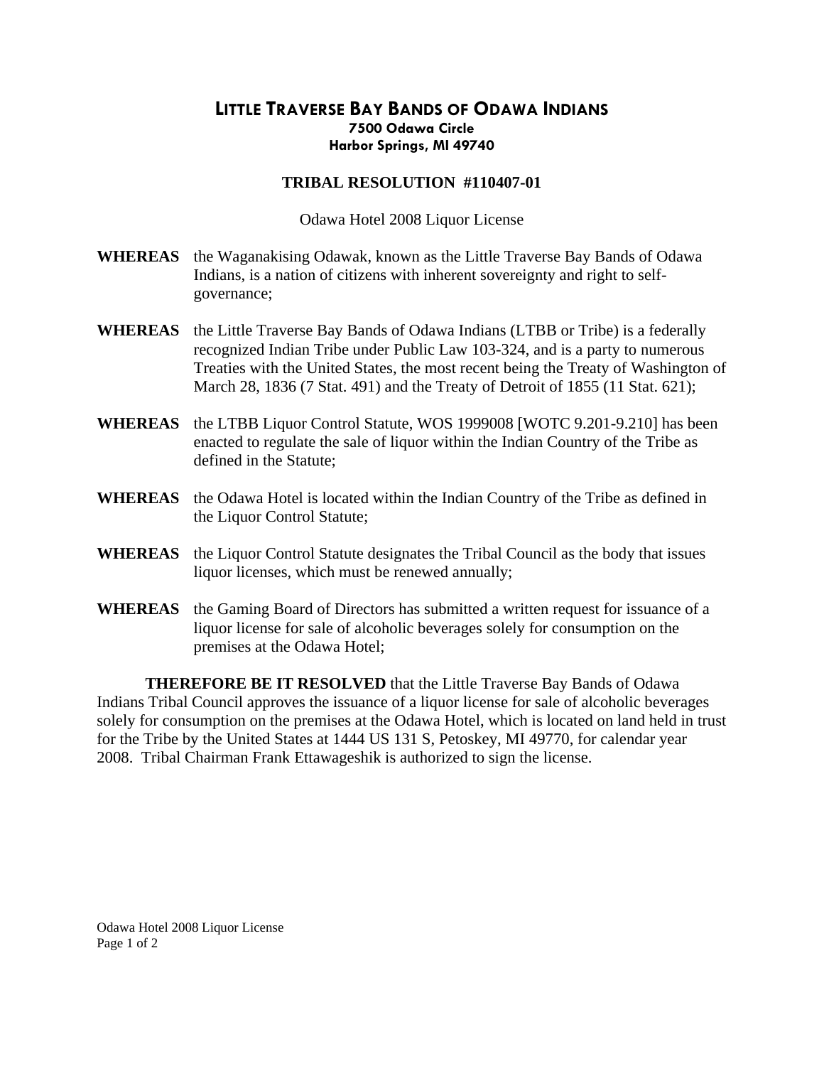# LITTLE TRAVERSE BAY BANDS OF ODAWA INDIANS

**7500 Odawa Circle**
**Harbor Springs, MI 49740**

## TRIBAL RESOLUTION #110407-01

Odawa Hotel 2008 Liquor License

**WHEREAS** the Waganakising Odawak, known as the Little Traverse Bay Bands of Odawa Indians, is a nation of citizens with inherent sovereignty and right to self-governance;

**WHEREAS** the Little Traverse Bay Bands of Odawa Indians (LTBB or Tribe) is a federally recognized Indian Tribe under Public Law 103-324, and is a party to numerous Treaties with the United States, the most recent being the Treaty of Washington of March 28, 1836 (7 Stat. 491) and the Treaty of Detroit of 1855 (11 Stat. 621);

**WHEREAS** the LTBB Liquor Control Statute, WOS 1999008 [WOTC 9.201-9.210] has been enacted to regulate the sale of liquor within the Indian Country of the Tribe as defined in the Statute;

**WHEREAS** the Odawa Hotel is located within the Indian Country of the Tribe as defined in the Liquor Control Statute;

**WHEREAS** the Liquor Control Statute designates the Tribal Council as the body that issues liquor licenses, which must be renewed annually;

**WHEREAS** the Gaming Board of Directors has submitted a written request for issuance of a liquor license for sale of alcoholic beverages solely for consumption on the premises at the Odawa Hotel;

**THEREFORE BE IT RESOLVED** that the Little Traverse Bay Bands of Odawa Indians Tribal Council approves the issuance of a liquor license for sale of alcoholic beverages solely for consumption on the premises at the Odawa Hotel, which is located on land held in trust for the Tribe by the United States at 1444 US 131 S, Petoskey, MI 49770, for calendar year 2008. Tribal Chairman Frank Ettawageshik is authorized to sign the license.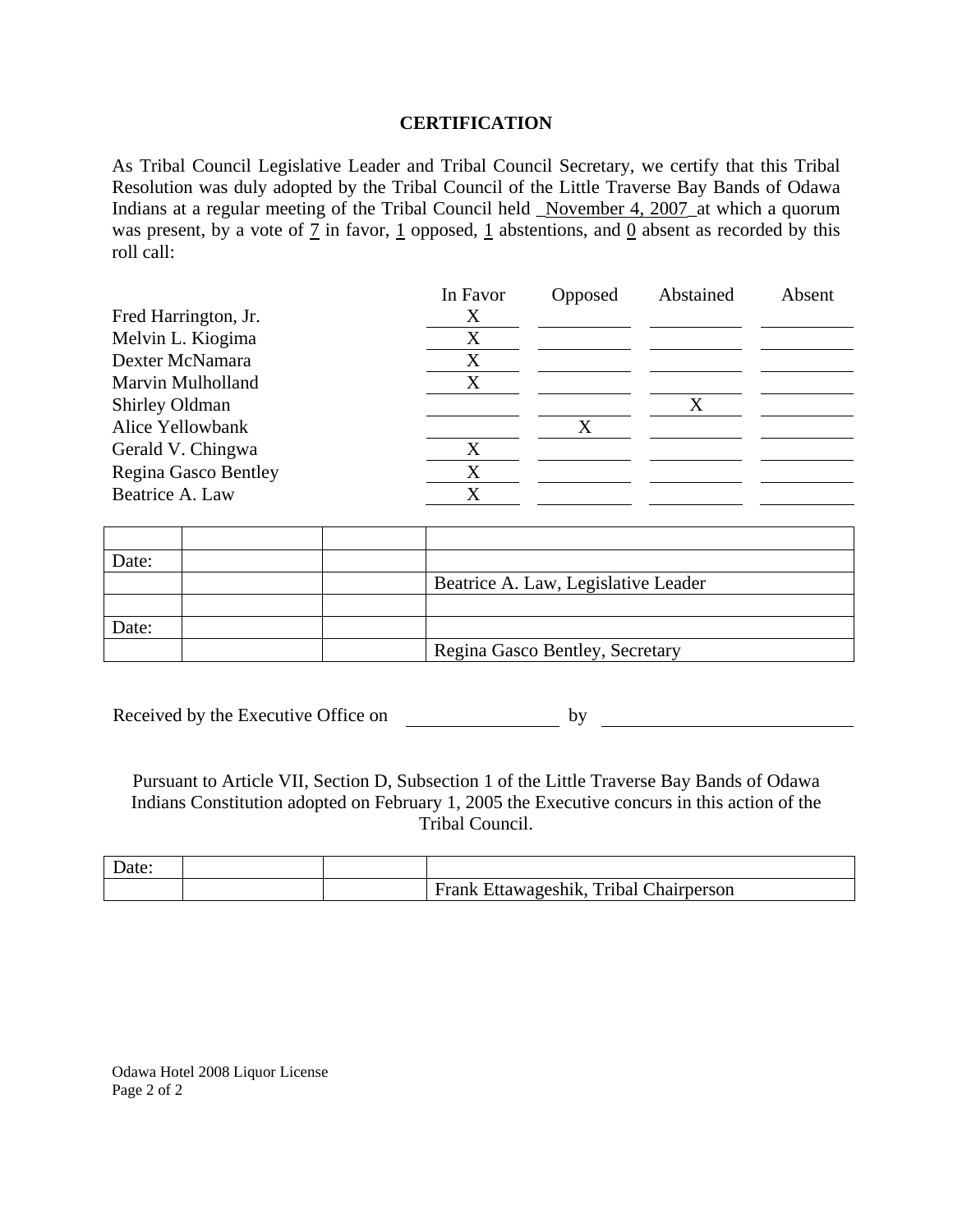## CERTIFICATION

As Tribal Council Legislative Leader and Tribal Council Secretary, we certify that this Tribal Resolution was duly adopted by the Tribal Council of the Little Traverse Bay Bands of Odawa Indians at a regular meeting of the Tribal Council held _November 4, 2007_ at which a quorum was present, by a vote of 7 in favor, 1 opposed, 1 abstentions, and 0 absent as recorded by this roll call:

| | In Favor | Opposed | Abstained | Absent |
|---|---|---|---|---|
| Fred Harrington, Jr. | X | | | |
| Melvin L. Kiogima | X | | | |
| Dexter McNamara | X | | | |
| Marvin Mulholland | X | | | |
| Shirley Oldman | | | X | |
| Alice Yellowbank | | X | | |
| Gerald V. Chingwa | X | | | |
| Regina Gasco Bentley | X | | | |
| Beatrice A. Law | X | | | |

| | | | |
|---|---|---|---|
| Date: | | | |
| | | | Beatrice A. Law, Legislative Leader |
| | | | |
| Date: | | | |
| | | | Regina Gasco Bentley, Secretary |

Received by the Executive Office on ________________ by ___________________________

Pursuant to Article VII, Section D, Subsection 1 of the Little Traverse Bay Bands of Odawa Indians Constitution adopted on February 1, 2005 the Executive concurs in this action of the Tribal Council.

| | | | |
|---|---|---|---|
| Date: | | | |
| | | | Frank Ettawageshik, Tribal Chairperson |

Odawa Hotel 2008 Liquor License